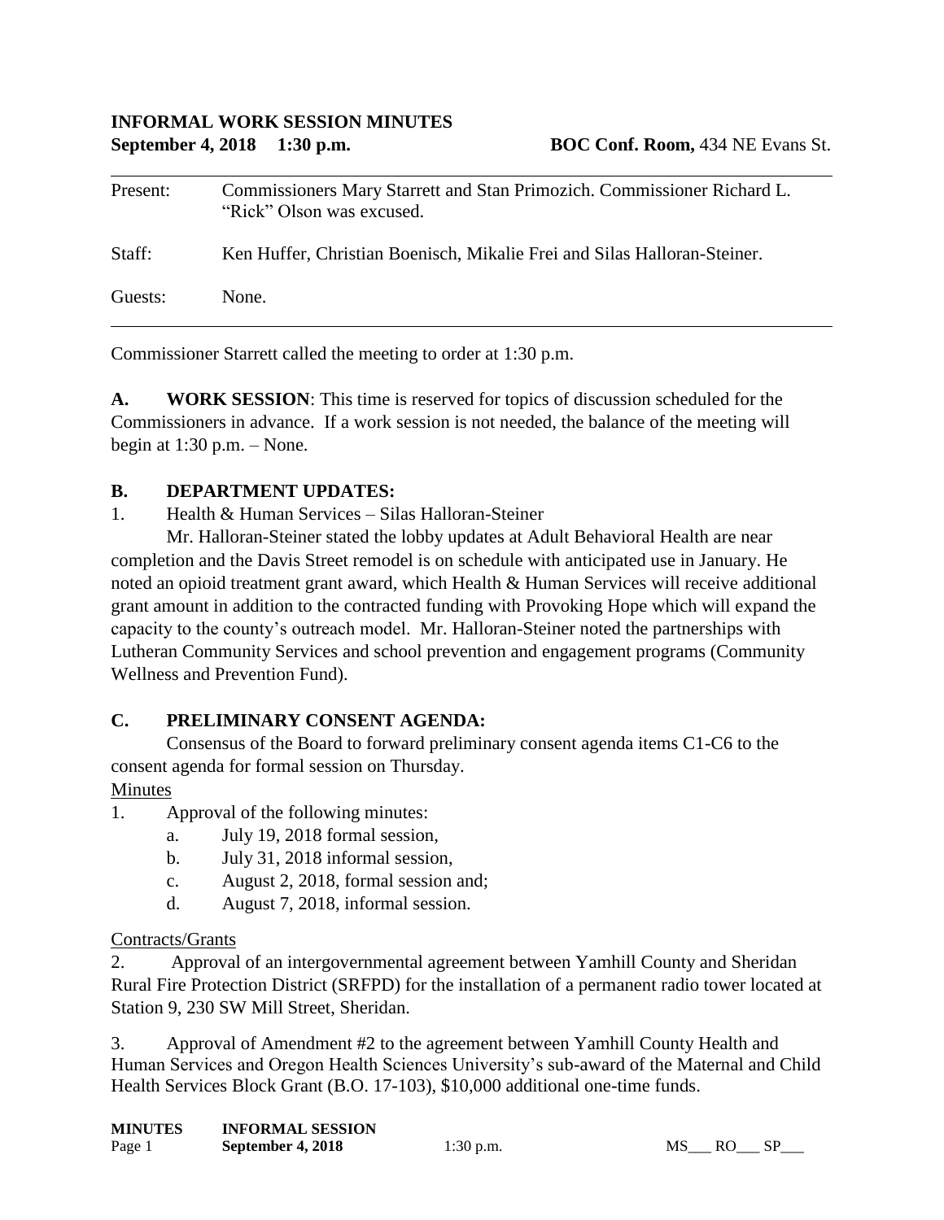**INFORMAL WORK SESSION MINUTES**

**September 4, 2018 1:30 p.m.** **BOC Conf. Room,** 434 NE Evans St.

| | |
|---|---|
| Present: | Commissioners Mary Starrett and Stan Primozich. Commissioner Richard L. "Rick" Olson was excused. |
| Staff: | Ken Huffer, Christian Boenisch, Mikalie Frei and Silas Halloran-Steiner. |
| Guests: | None. |

Commissioner Starrett called the meeting to order at 1:30 p.m.

**A. WORK SESSION**: This time is reserved for topics of discussion scheduled for the Commissioners in advance. If a work session is not needed, the balance of the meeting will begin at 1:30 p.m. – None.

**B. DEPARTMENT UPDATES:**

1. Health & Human Services – Silas Halloran-Steiner

Mr. Halloran-Steiner stated the lobby updates at Adult Behavioral Health are near completion and the Davis Street remodel is on schedule with anticipated use in January. He noted an opioid treatment grant award, which Health & Human Services will receive additional grant amount in addition to the contracted funding with Provoking Hope which will expand the capacity to the county's outreach model. Mr. Halloran-Steiner noted the partnerships with Lutheran Community Services and school prevention and engagement programs (Community Wellness and Prevention Fund).

**C. PRELIMINARY CONSENT AGENDA:**

Consensus of the Board to forward preliminary consent agenda items C1-C6 to the consent agenda for formal session on Thursday.

Minutes

1. Approval of the following minutes:
   a. July 19, 2018 formal session,
   b. July 31, 2018 informal session,
   c. August 2, 2018, formal session and;
   d. August 7, 2018, informal session.

Contracts/Grants

2. Approval of an intergovernmental agreement between Yamhill County and Sheridan Rural Fire Protection District (SRFPD) for the installation of a permanent radio tower located at Station 9, 230 SW Mill Street, Sheridan.

3. Approval of Amendment #2 to the agreement between Yamhill County Health and Human Services and Oregon Health Sciences University's sub-award of the Maternal and Child Health Services Block Grant (B.O. 17-103), $10,000 additional one-time funds.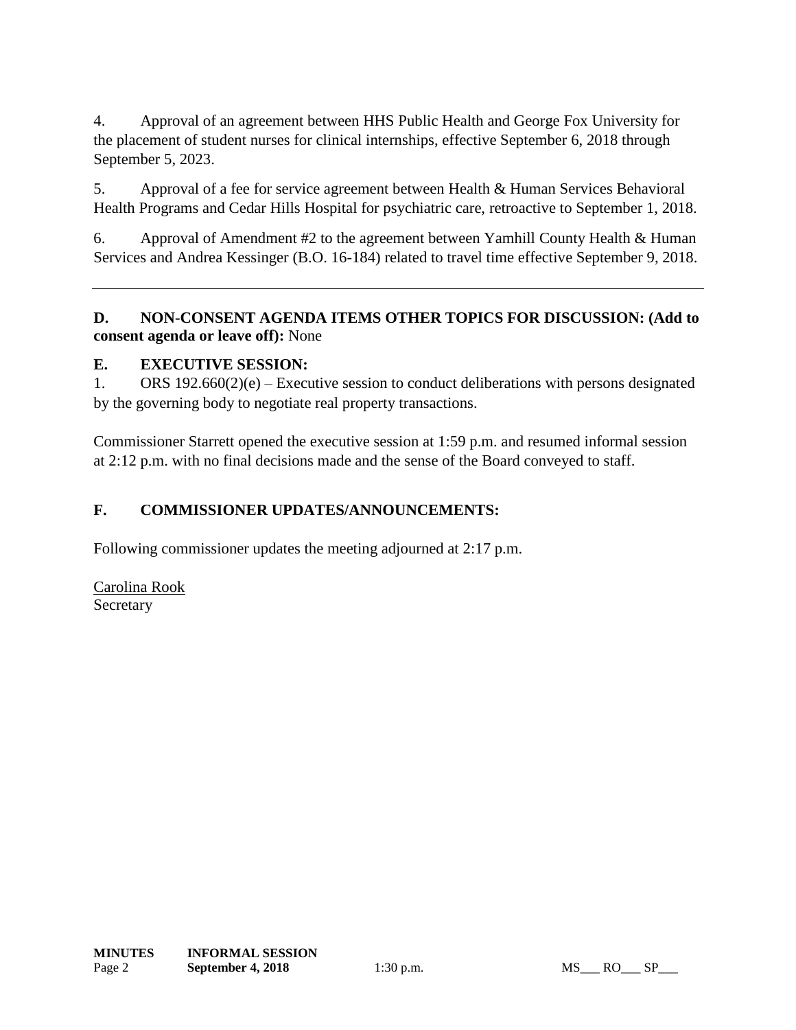4. Approval of an agreement between HHS Public Health and George Fox University for the placement of student nurses for clinical internships, effective September 6, 2018 through September 5, 2023.

5. Approval of a fee for service agreement between Health & Human Services Behavioral Health Programs and Cedar Hills Hospital for psychiatric care, retroactive to September 1, 2018.

6. Approval of Amendment #2 to the agreement between Yamhill County Health & Human Services and Andrea Kessinger (B.O. 16-184) related to travel time effective September 9, 2018.

---

**D. NON-CONSENT AGENDA ITEMS OTHER TOPICS FOR DISCUSSION: (Add to consent agenda or leave off):** None

**E. EXECUTIVE SESSION:**

1. ORS 192.660(2)(e) – Executive session to conduct deliberations with persons designated by the governing body to negotiate real property transactions.

Commissioner Starrett opened the executive session at 1:59 p.m. and resumed informal session at 2:12 p.m. with no final decisions made and the sense of the Board conveyed to staff.

**F. COMMISSIONER UPDATES/ANNOUNCEMENTS:**

Following commissioner updates the meeting adjourned at 2:17 p.m.

Carolina Rook
Secretary

**MINUTES** **INFORMAL SESSION**
**September 4, 2018** 1:30 p.m. MS___ RO___ SP___